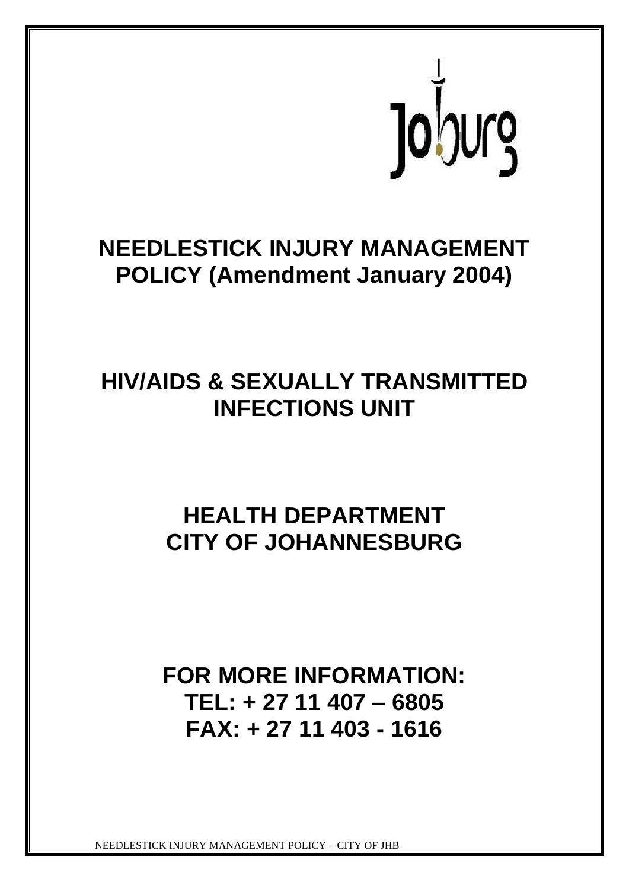Joburg

# NEEDLESTICK INJURY MANAGEMENT POLICY (Amendment January 2004)

# HIV/AIDS & SEXUALLY TRANSMITTED INFECTIONS UNIT

# HEALTH DEPARTMENT CITY OF JOHANNESBURG

## FOR MORE INFORMATION:
## TEL: + 27 11 407 – 6805
## FAX: + 27 11 403 - 1616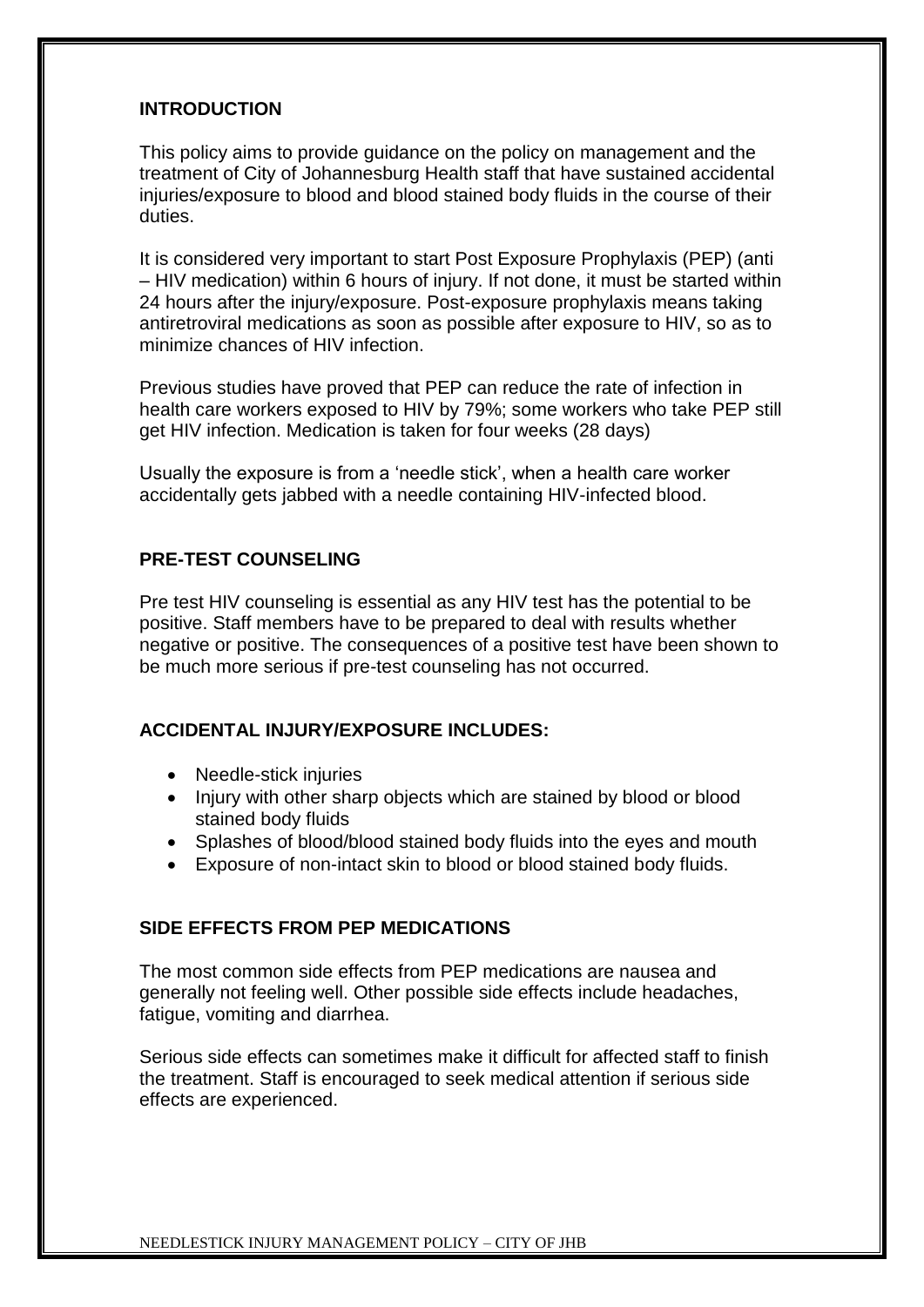## INTRODUCTION

This policy aims to provide guidance on the policy on management and the treatment of City of Johannesburg Health staff that have sustained accidental injuries/exposure to blood and blood stained body fluids in the course of their duties.

It is considered very important to start Post Exposure Prophylaxis (PEP) (anti – HIV medication) within 6 hours of injury. If not done, it must be started within 24 hours after the injury/exposure. Post-exposure prophylaxis means taking antiretroviral medications as soon as possible after exposure to HIV, so as to minimize chances of HIV infection.

Previous studies have proved that PEP can reduce the rate of infection in health care workers exposed to HIV by 79%; some workers who take PEP still get HIV infection. Medication is taken for four weeks (28 days)

Usually the exposure is from a 'needle stick', when a health care worker accidentally gets jabbed with a needle containing HIV-infected blood.

## PRE-TEST COUNSELING

Pre test HIV counseling is essential as any HIV test has the potential to be positive. Staff members have to be prepared to deal with results whether negative or positive. The consequences of a positive test have been shown to be much more serious if pre-test counseling has not occurred.

## ACCIDENTAL INJURY/EXPOSURE INCLUDES:

- Needle-stick injuries
- Injury with other sharp objects which are stained by blood or blood stained body fluids
- Splashes of blood/blood stained body fluids into the eyes and mouth
- Exposure of non-intact skin to blood or blood stained body fluids.

## SIDE EFFECTS FROM PEP MEDICATIONS

The most common side effects from PEP medications are nausea and generally not feeling well. Other possible side effects include headaches, fatigue, vomiting and diarrhea.

Serious side effects can sometimes make it difficult for affected staff to finish the treatment. Staff is encouraged to seek medical attention if serious side effects are experienced.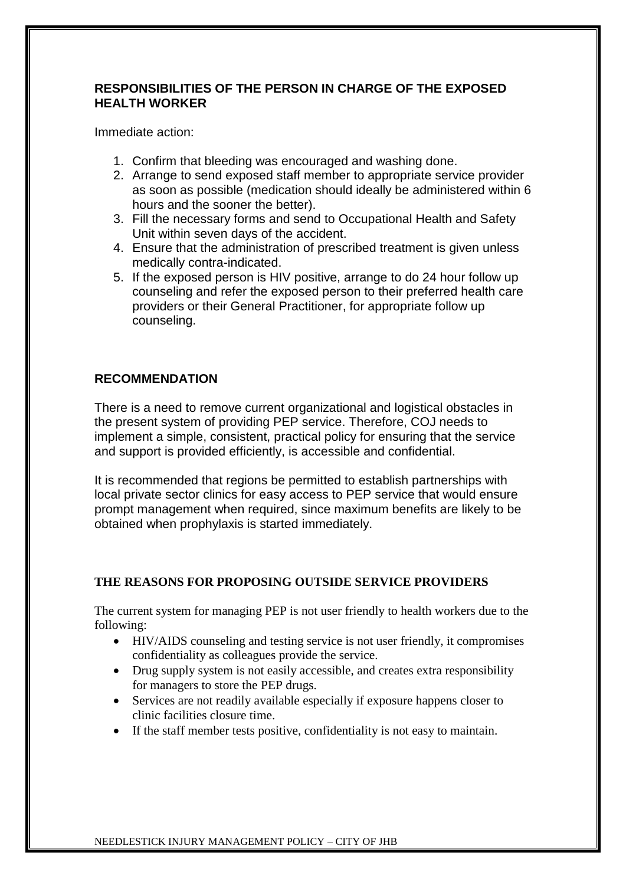## RESPONSIBILITIES OF THE PERSON IN CHARGE OF THE EXPOSED HEALTH WORKER

Immediate action:

1. Confirm that bleeding was encouraged and washing done.
2. Arrange to send exposed staff member to appropriate service provider as soon as possible (medication should ideally be administered within 6 hours and the sooner the better).
3. Fill the necessary forms and send to Occupational Health and Safety Unit within seven days of the accident.
4. Ensure that the administration of prescribed treatment is given unless medically contra-indicated.
5. If the exposed person is HIV positive, arrange to do 24 hour follow up counseling and refer the exposed person to their preferred health care providers or their General Practitioner, for appropriate follow up counseling.

## RECOMMENDATION

There is a need to remove current organizational and logistical obstacles in the present system of providing PEP service. Therefore, COJ needs to implement a simple, consistent, practical policy for ensuring that the service and support is provided efficiently, is accessible and confidential.

It is recommended that regions be permitted to establish partnerships with local private sector clinics for easy access to PEP service that would ensure prompt management when required, since maximum benefits are likely to be obtained when prophylaxis is started immediately.

## THE REASONS FOR PROPOSING OUTSIDE SERVICE PROVIDERS

The current system for managing PEP is not user friendly to health workers due to the following:

- HIV/AIDS counseling and testing service is not user friendly, it compromises confidentiality as colleagues provide the service.
- Drug supply system is not easily accessible, and creates extra responsibility for managers to store the PEP drugs.
- Services are not readily available especially if exposure happens closer to clinic facilities closure time.
- If the staff member tests positive, confidentiality is not easy to maintain.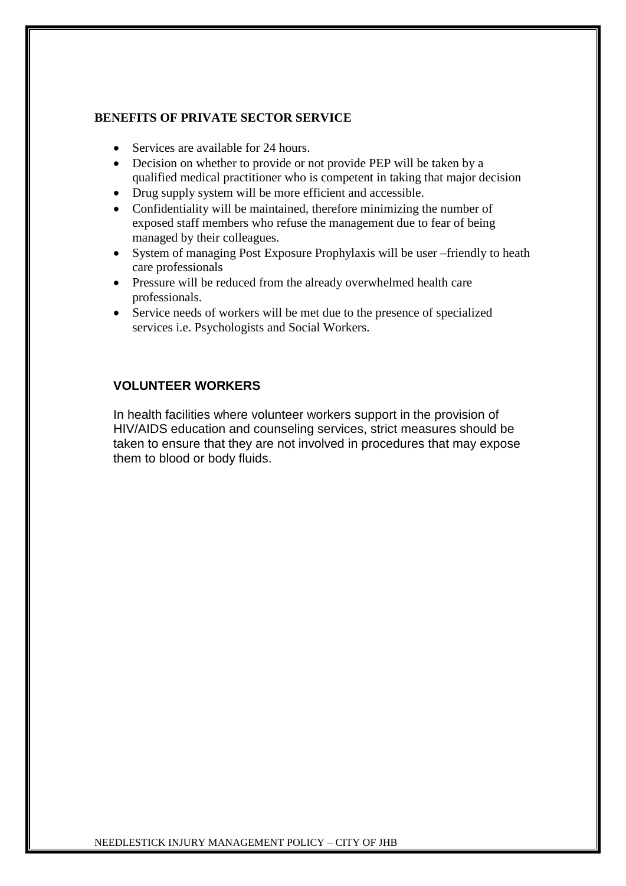### BENEFITS OF PRIVATE SECTOR SERVICE

- Services are available for 24 hours.
- Decision on whether to provide or not provide PEP will be taken by a qualified medical practitioner who is competent in taking that major decision
- Drug supply system will be more efficient and accessible.
- Confidentiality will be maintained, therefore minimizing the number of exposed staff members who refuse the management due to fear of being managed by their colleagues.
- System of managing Post Exposure Prophylaxis will be user –friendly to heath care professionals
- Pressure will be reduced from the already overwhelmed health care professionals.
- Service needs of workers will be met due to the presence of specialized services i.e. Psychologists and Social Workers.

### VOLUNTEER WORKERS

In health facilities where volunteer workers support in the provision of HIV/AIDS education and counseling services, strict measures should be taken to ensure that they are not involved in procedures that may expose them to blood or body fluids.